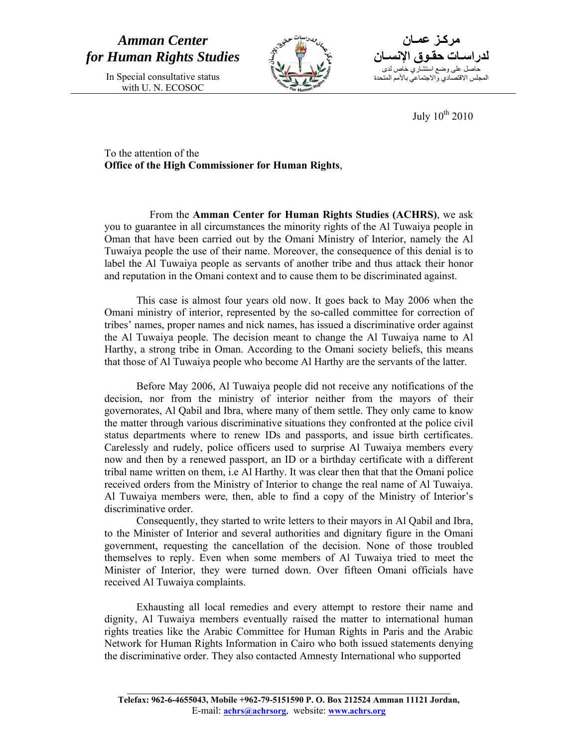**_Amman Center for Human Rights Studies_**

In Special consultative status with U. N. ECOSOC

**مركز عمان لدراسات حقوق الإنسان**

حاصل على وضع استشاري خاص لدى المجلس الاقتصادي والاجتماعي بالأمم المتحدة

July 10th 2010

To the attention of the
**Office of the High Commissioner for Human Rights**,

From the **Amman Center for Human Rights Studies (ACHRS)**, we ask you to guarantee in all circumstances the minority rights of the Al Tuwaiya people in Oman that have been carried out by the Omani Ministry of Interior, namely the Al Tuwaiya people the use of their name. Moreover, the consequence of this denial is to label the Al Tuwaiya people as servants of another tribe and thus attack their honor and reputation in the Omani context and to cause them to be discriminated against.

This case is almost four years old now. It goes back to May 2006 when the Omani ministry of interior, represented by the so-called committee for correction of tribes' names, proper names and nick names, has issued a discriminative order against the Al Tuwaiya people. The decision meant to change the Al Tuwaiya name to Al Harthy, a strong tribe in Oman. According to the Omani society beliefs, this means that those of Al Tuwaiya people who become Al Harthy are the servants of the latter.

Before May 2006, Al Tuwaiya people did not receive any notifications of the decision, nor from the ministry of interior neither from the mayors of their governorates, Al Qabil and Ibra, where many of them settle. They only came to know the matter through various discriminative situations they confronted at the police civil status departments where to renew IDs and passports, and issue birth certificates. Carelessly and rudely, police officers used to surprise Al Tuwaiya members every now and then by a renewed passport, an ID or a birthday certificate with a different tribal name written on them, i.e Al Harthy. It was clear then that that the Omani police received orders from the Ministry of Interior to change the real name of Al Tuwaiya. Al Tuwaiya members were, then, able to find a copy of the Ministry of Interior's discriminative order.

Consequently, they started to write letters to their mayors in Al Qabil and Ibra, to the Minister of Interior and several authorities and dignitary figure in the Omani government, requesting the cancellation of the decision. None of those troubled themselves to reply. Even when some members of Al Tuwaiya tried to meet the Minister of Interior, they were turned down. Over fifteen Omani officials have received Al Tuwaiya complaints.

Exhausting all local remedies and every attempt to restore their name and dignity, Al Tuwaiya members eventually raised the matter to international human rights treaties like the Arabic Committee for Human Rights in Paris and the Arabic Network for Human Rights Information in Cairo who both issued statements denying the discriminative order. They also contacted Amnesty International who supported

**Telefax: 962-6-4655043, Mobile +962-79-5151590 P. O. Box 212524 Amman 11121 Jordan,**
E-mail: **achrs@achrsorg**, website: **www.achrs.org**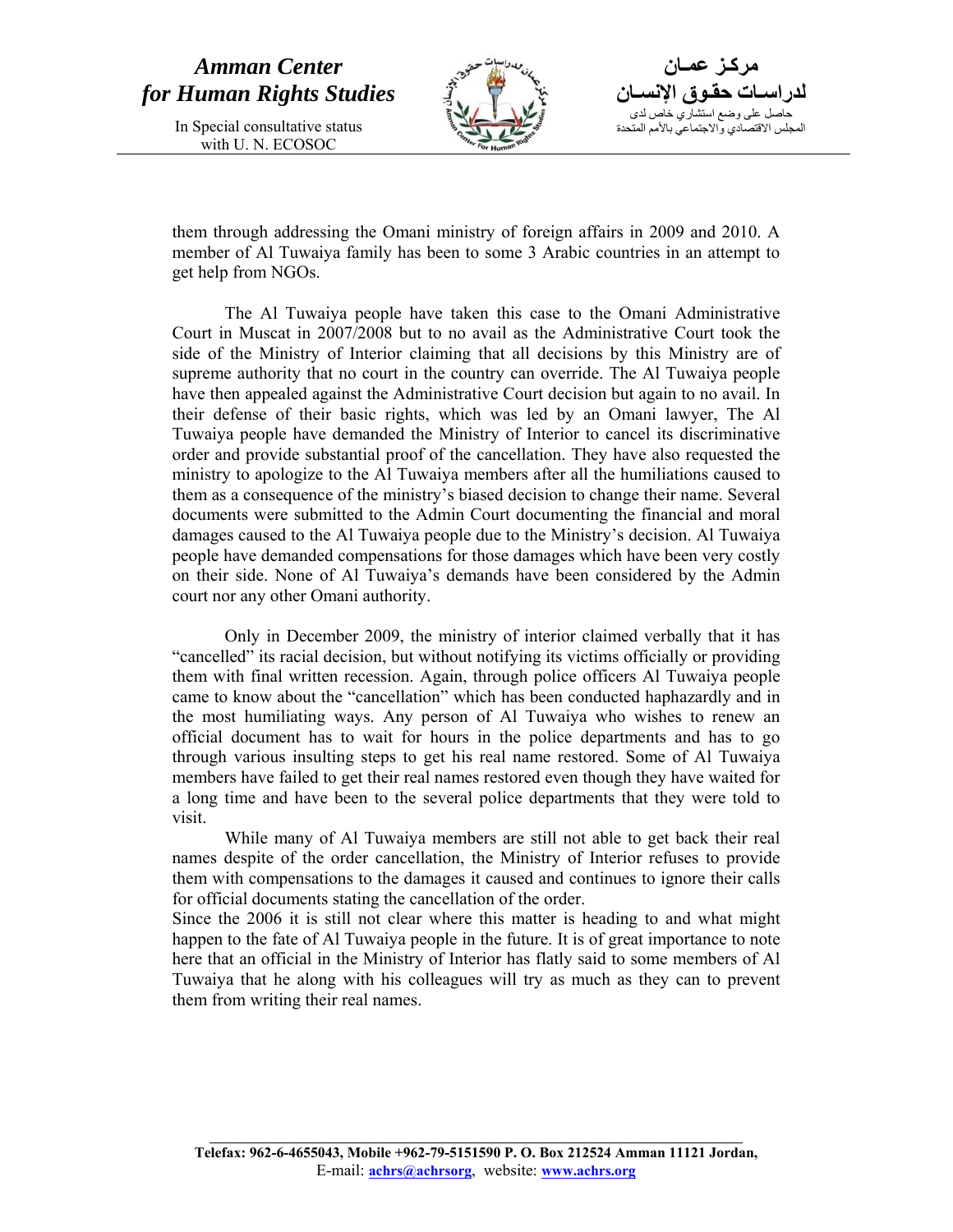them through addressing the Omani ministry of foreign affairs in 2009 and 2010. A member of Al Tuwaiya family has been to some 3 Arabic countries in an attempt to get help from NGOs.

The Al Tuwaiya people have taken this case to the Omani Administrative Court in Muscat in 2007/2008 but to no avail as the Administrative Court took the side of the Ministry of Interior claiming that all decisions by this Ministry are of supreme authority that no court in the country can override. The Al Tuwaiya people have then appealed against the Administrative Court decision but again to no avail. In their defense of their basic rights, which was led by an Omani lawyer, The Al Tuwaiya people have demanded the Ministry of Interior to cancel its discriminative order and provide substantial proof of the cancellation. They have also requested the ministry to apologize to the Al Tuwaiya members after all the humiliations caused to them as a consequence of the ministry's biased decision to change their name. Several documents were submitted to the Admin Court documenting the financial and moral damages caused to the Al Tuwaiya people due to the Ministry's decision. Al Tuwaiya people have demanded compensations for those damages which have been very costly on their side. None of Al Tuwaiya's demands have been considered by the Admin court nor any other Omani authority.

Only in December 2009, the ministry of interior claimed verbally that it has "cancelled" its racial decision, but without notifying its victims officially or providing them with final written recession. Again, through police officers Al Tuwaiya people came to know about the "cancellation" which has been conducted haphazardly and in the most humiliating ways. Any person of Al Tuwaiya who wishes to renew an official document has to wait for hours in the police departments and has to go through various insulting steps to get his real name restored. Some of Al Tuwaiya members have failed to get their real names restored even though they have waited for a long time and have been to the several police departments that they were told to visit.

While many of Al Tuwaiya members are still not able to get back their real names despite of the order cancellation, the Ministry of Interior refuses to provide them with compensations to the damages it caused and continues to ignore their calls for official documents stating the cancellation of the order.

Since the 2006 it is still not clear where this matter is heading to and what might happen to the fate of Al Tuwaiya people in the future. It is of great importance to note here that an official in the Ministry of Interior has flatly said to some members of Al Tuwaiya that he along with his colleagues will try as much as they can to prevent them from writing their real names.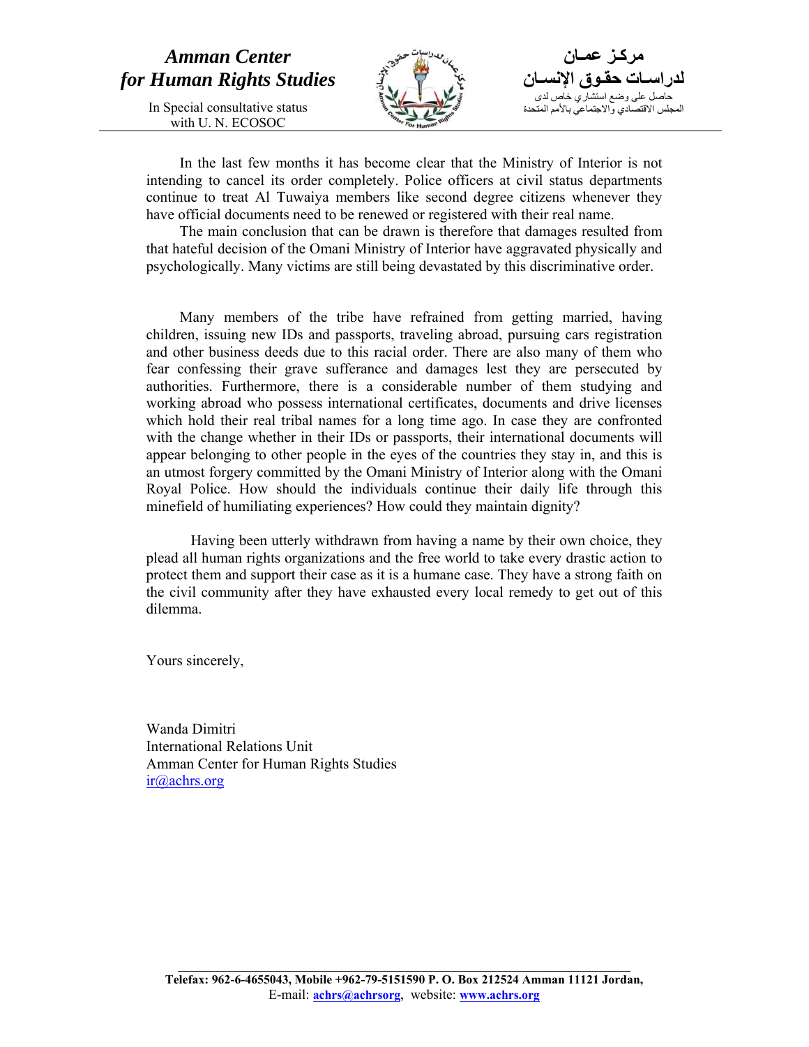In the last few months it has become clear that the Ministry of Interior is not intending to cancel its order completely. Police officers at civil status departments continue to treat Al Tuwaiya members like second degree citizens whenever they have official documents need to be renewed or registered with their real name.

The main conclusion that can be drawn is therefore that damages resulted from that hateful decision of the Omani Ministry of Interior have aggravated physically and psychologically. Many victims are still being devastated by this discriminative order.

Many members of the tribe have refrained from getting married, having children, issuing new IDs and passports, traveling abroad, pursuing cars registration and other business deeds due to this racial order. There are also many of them who fear confessing their grave sufferance and damages lest they are persecuted by authorities. Furthermore, there is a considerable number of them studying and working abroad who possess international certificates, documents and drive licenses which hold their real tribal names for a long time ago. In case they are confronted with the change whether in their IDs or passports, their international documents will appear belonging to other people in the eyes of the countries they stay in, and this is an utmost forgery committed by the Omani Ministry of Interior along with the Omani Royal Police. How should the individuals continue their daily life through this minefield of humiliating experiences? How could they maintain dignity?

Having been utterly withdrawn from having a name by their own choice, they plead all human rights organizations and the free world to take every drastic action to protect them and support their case as it is a humane case. They have a strong faith on the civil community after they have exhausted every local remedy to get out of this dilemma.

Yours sincerely,

Wanda Dimitri
International Relations Unit
Amman Center for Human Rights Studies
ir@achrs.org